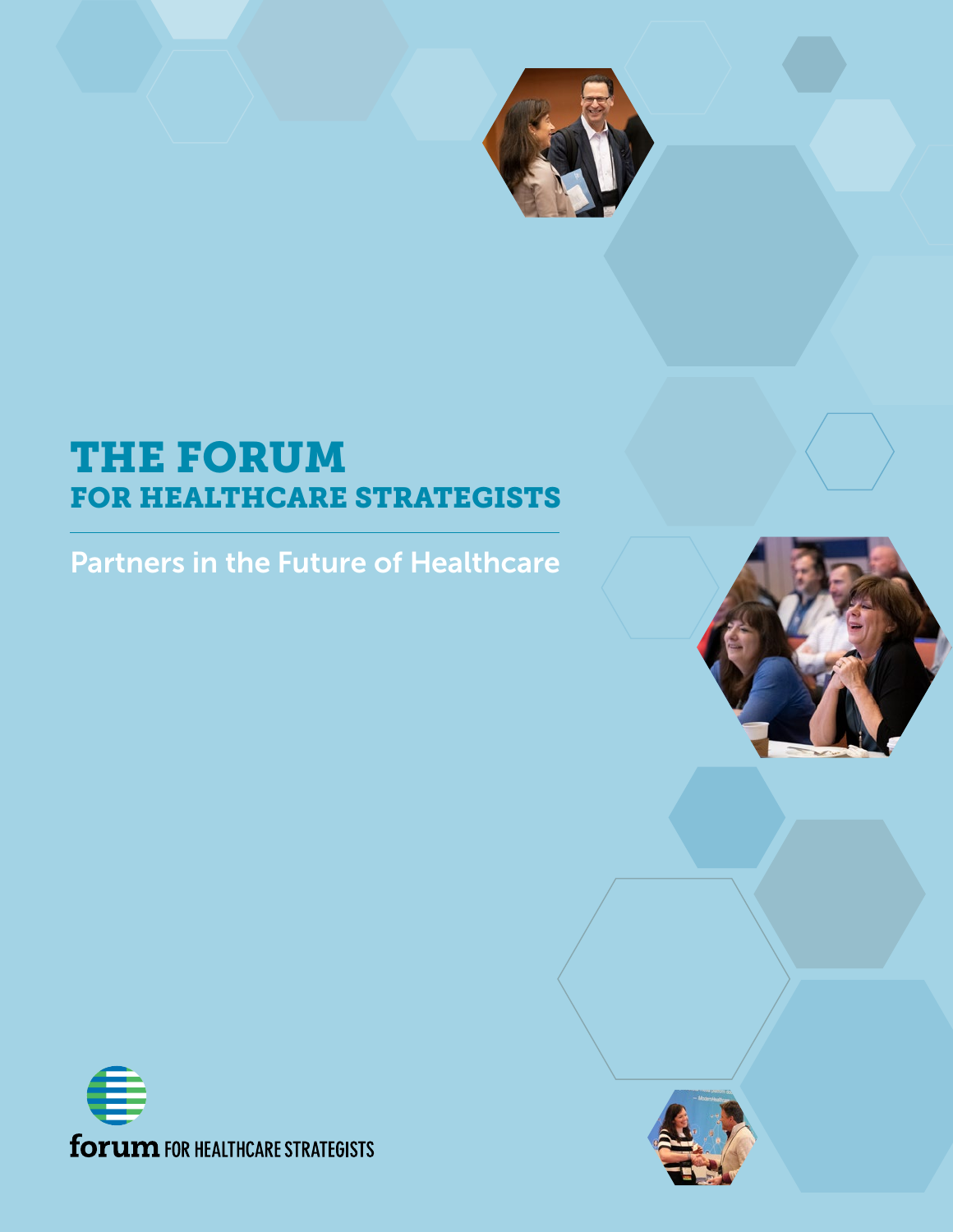# THE FORUM
## FOR HEALTHCARE STRATEGISTS

Partners in the Future of Healthcare

forum FOR HEALTHCARE STRATEGISTS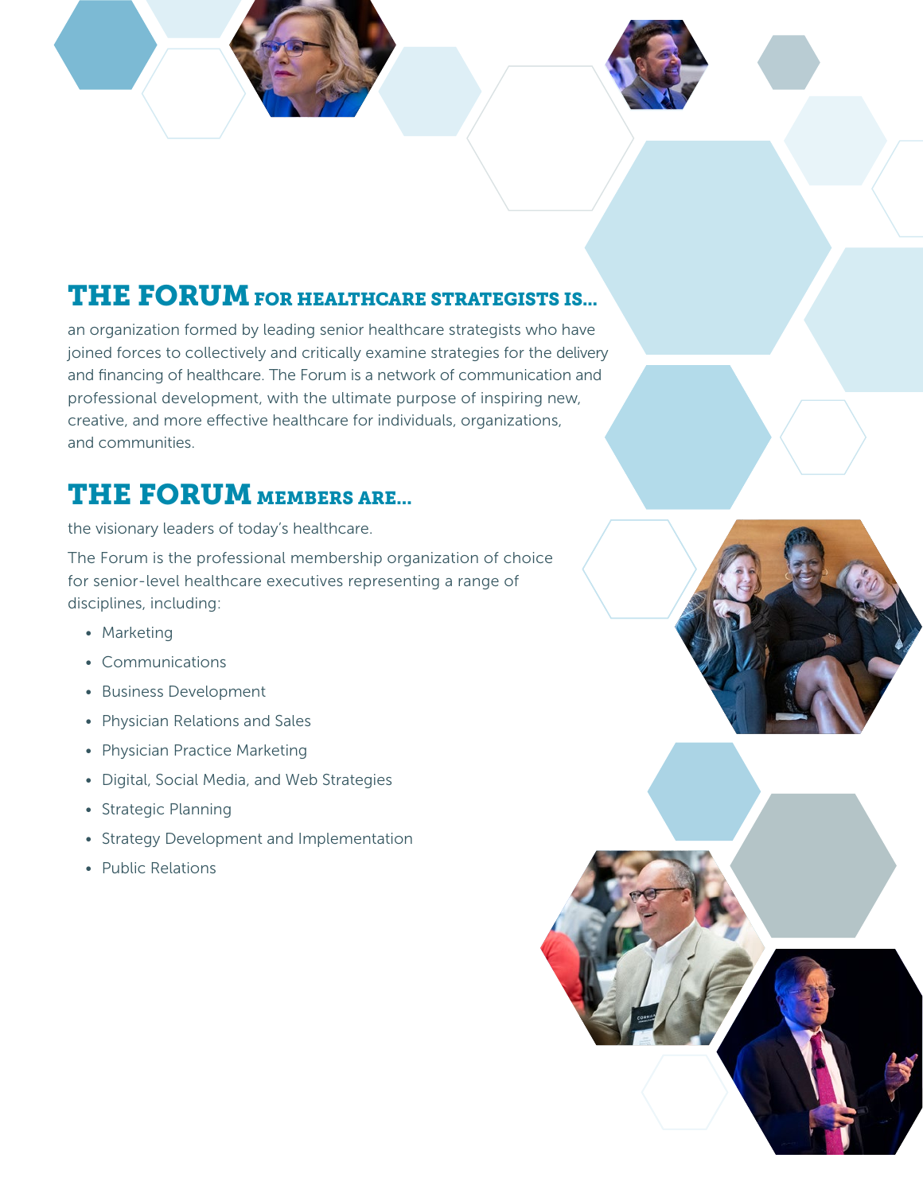## THE FORUM FOR HEALTHCARE STRATEGISTS IS...

an organization formed by leading senior healthcare strategists who have joined forces to collectively and critically examine strategies for the delivery and financing of healthcare. The Forum is a network of communication and professional development, with the ultimate purpose of inspiring new, creative, and more effective healthcare for individuals, organizations, and communities.

## THE FORUM MEMBERS ARE...

the visionary leaders of today's healthcare.

The Forum is the professional membership organization of choice for senior-level healthcare executives representing a range of disciplines, including:

- Marketing
- Communications
- Business Development
- Physician Relations and Sales
- Physician Practice Marketing
- Digital, Social Media, and Web Strategies
- Strategic Planning
- Strategy Development and Implementation
- Public Relations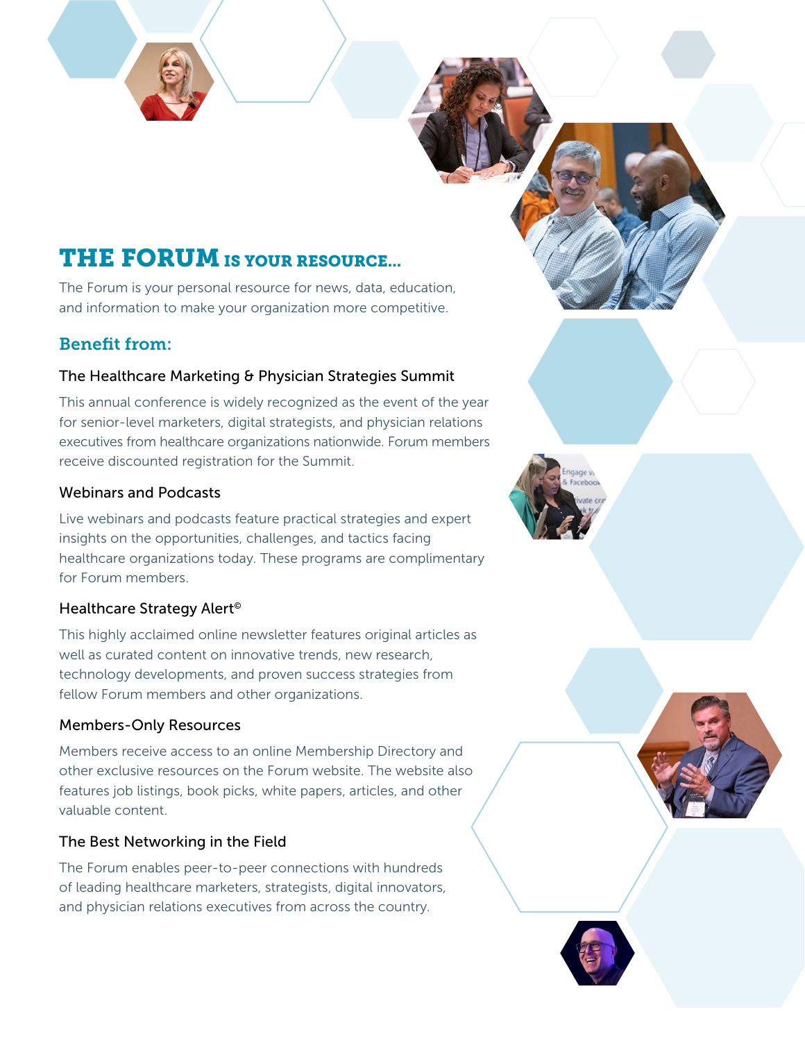# THE FORUM IS YOUR RESOURCE...

The Forum is your personal resource for news, data, education, and information to make your organization more competitive.

## Benefit from:

### The Healthcare Marketing & Physician Strategies Summit

This annual conference is widely recognized as the event of the year for senior-level marketers, digital strategists, and physician relations executives from healthcare organizations nationwide. Forum members receive discounted registration for the Summit.

### Webinars and Podcasts

Live webinars and podcasts feature practical strategies and expert insights on the opportunities, challenges, and tactics facing healthcare organizations today. These programs are complimentary for Forum members.

### Healthcare Strategy Alert©

This highly acclaimed online newsletter features original articles as well as curated content on innovative trends, new research, technology developments, and proven success strategies from fellow Forum members and other organizations.

### Members-Only Resources

Members receive access to an online Membership Directory and other exclusive resources on the Forum website. The website also features job listings, book picks, white papers, articles, and other valuable content.

### The Best Networking in the Field

The Forum enables peer-to-peer connections with hundreds of leading healthcare marketers, strategists, digital innovators, and physician relations executives from across the country.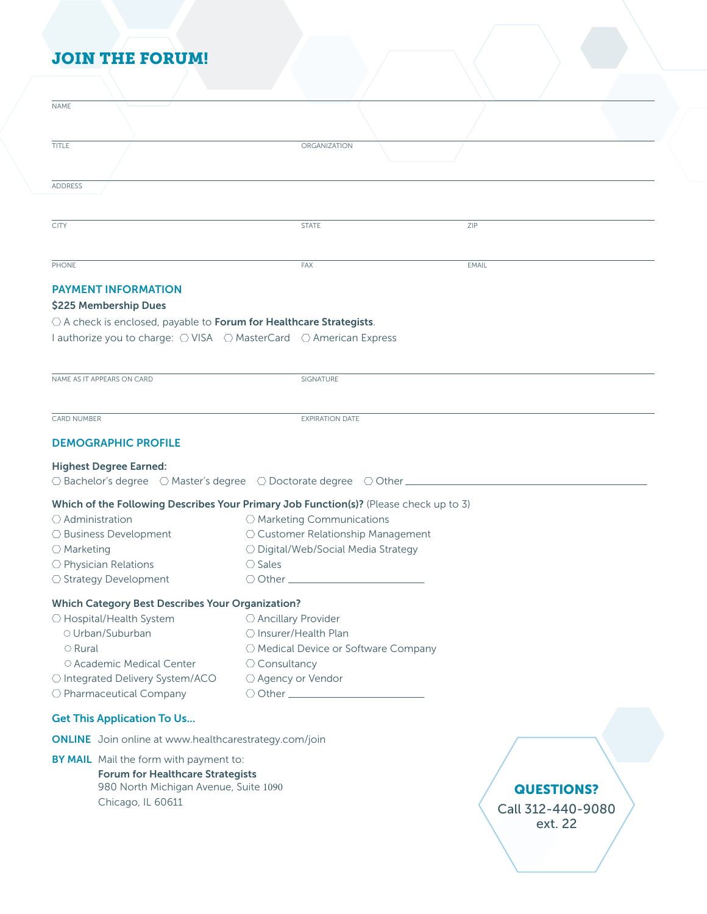# JOIN THE FORUM!

NAME

TITLE | ORGANIZATION

ADDRESS

CITY | STATE | ZIP

PHONE | FAX | EMAIL

## PAYMENT INFORMATION

**$225 Membership Dues**

- ⬡ A check is enclosed, payable to **Forum for Healthcare Strategists**.

I authorize you to charge: ⬡ VISA ⬡ MasterCard ⬡ American Express

NAME AS IT APPEARS ON CARD | SIGNATURE

CARD NUMBER | EXPIRATION DATE

## DEMOGRAPHIC PROFILE

**Highest Degree Earned:**

⬡ Bachelor's degree ⬡ Master's degree ⬡ Doctorate degree ⬡ Other ______________________

**Which of the Following Describes Your Primary Job Function(s)?** (Please check up to 3)

- ⬡ Administration
- ⬡ Business Development
- ⬡ Marketing
- ⬡ Physician Relations
- ⬡ Strategy Development
- ⬡ Marketing Communications
- ⬡ Customer Relationship Management
- ⬡ Digital/Web/Social Media Strategy
- ⬡ Sales
- ⬡ Other ______________

**Which Category Best Describes Your Organization?**

- ⬡ Hospital/Health System
  - ○ Urban/Suburban
  - ○ Rural
  - ○ Academic Medical Center
- ⬡ Integrated Delivery System/ACO
- ⬡ Pharmaceutical Company
- ⬡ Ancillary Provider
- ⬡ Insurer/Health Plan
- ⬡ Medical Device or Software Company
- ⬡ Consultancy
- ⬡ Agency or Vendor
- ⬡ Other ______________

### Get This Application To Us...

**ONLINE** Join online at www.healthcarestrategy.com/join

**BY MAIL** Mail the form with payment to:
**Forum for Healthcare Strategists**
980 North Michigan Avenue, Suite 1090
Chicago, IL 60611

**QUESTIONS?**
Call 312-440-9080 ext. 22